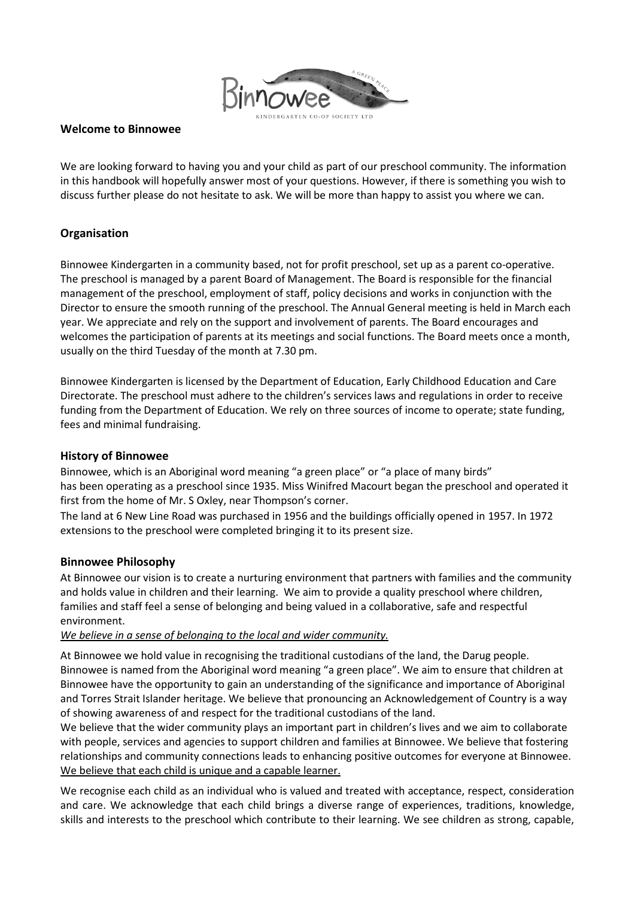## Welcome to Binnowee

We are looking forward to having you and your child as part of our preschool community. The information in this handbook will hopefully answer most of your questions. However, if there is something you wish to discuss further please do not hesitate to ask. We will be more than happy to assist you where we can.

## Organisation

Binnowee Kindergarten in a community based, not for profit preschool, set up as a parent co-operative. The preschool is managed by a parent Board of Management. The Board is responsible for the financial management of the preschool, employment of staff, policy decisions and works in conjunction with the Director to ensure the smooth running of the preschool. The Annual General meeting is held in March each year. We appreciate and rely on the support and involvement of parents. The Board encourages and welcomes the participation of parents at its meetings and social functions. The Board meets once a month, usually on the third Tuesday of the month at 7.30 pm.

Binnowee Kindergarten is licensed by the Department of Education, Early Childhood Education and Care Directorate. The preschool must adhere to the children's services laws and regulations in order to receive funding from the Department of Education. We rely on three sources of income to operate; state funding, fees and minimal fundraising.

## History of Binnowee

Binnowee, which is an Aboriginal word meaning "a green place" or "a place of many birds" has been operating as a preschool since 1935. Miss Winifred Macourt began the preschool and operated it first from the home of Mr. S Oxley, near Thompson's corner.

The land at 6 New Line Road was purchased in 1956 and the buildings officially opened in 1957. In 1972 extensions to the preschool were completed bringing it to its present size.

## Binnowee Philosophy

At Binnowee our vision is to create a nurturing environment that partners with families and the community and holds value in children and their learning. We aim to provide a quality preschool where children, families and staff feel a sense of belonging and being valued in a collaborative, safe and respectful environment.

*We believe in a sense of belonging to the local and wider community.*

At Binnowee we hold value in recognising the traditional custodians of the land, the Darug people. Binnowee is named from the Aboriginal word meaning "a green place". We aim to ensure that children at Binnowee have the opportunity to gain an understanding of the significance and importance of Aboriginal and Torres Strait Islander heritage. We believe that pronouncing an Acknowledgement of Country is a way of showing awareness of and respect for the traditional custodians of the land.

We believe that the wider community plays an important part in children's lives and we aim to collaborate with people, services and agencies to support children and families at Binnowee. We believe that fostering relationships and community connections leads to enhancing positive outcomes for everyone at Binnowee.

We believe that each child is unique and a capable learner.

We recognise each child as an individual who is valued and treated with acceptance, respect, consideration and care. We acknowledge that each child brings a diverse range of experiences, traditions, knowledge, skills and interests to the preschool which contribute to their learning. We see children as strong, capable,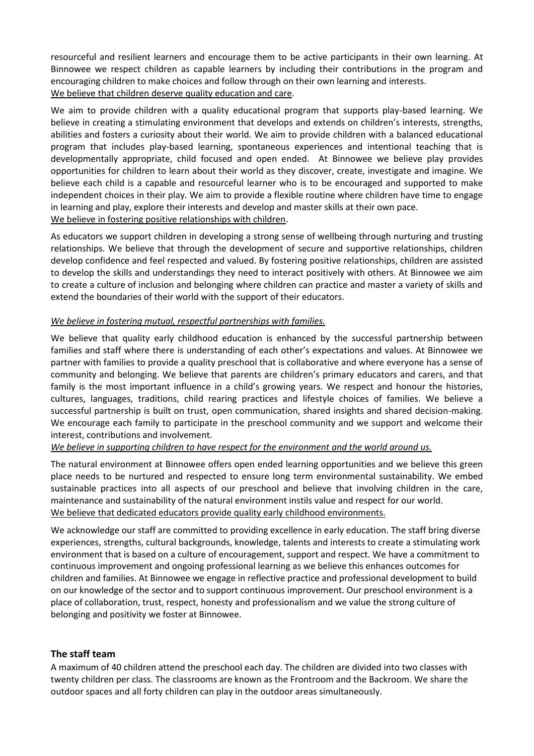resourceful and resilient learners and encourage them to be active participants in their own learning. At Binnowee we respect children as capable learners by including their contributions in the program and encouraging children to make choices and follow through on their own learning and interests.

We believe that children deserve quality education and care.

We aim to provide children with a quality educational program that supports play-based learning. We believe in creating a stimulating environment that develops and extends on children's interests, strengths, abilities and fosters a curiosity about their world. We aim to provide children with a balanced educational program that includes play-based learning, spontaneous experiences and intentional teaching that is developmentally appropriate, child focused and open ended. At Binnowee we believe play provides opportunities for children to learn about their world as they discover, create, investigate and imagine. We believe each child is a capable and resourceful learner who is to be encouraged and supported to make independent choices in their play. We aim to provide a flexible routine where children have time to engage in learning and play, explore their interests and develop and master skills at their own pace.

We believe in fostering positive relationships with children.

As educators we support children in developing a strong sense of wellbeing through nurturing and trusting relationships. We believe that through the development of secure and supportive relationships, children develop confidence and feel respected and valued. By fostering positive relationships, children are assisted to develop the skills and understandings they need to interact positively with others. At Binnowee we aim to create a culture of inclusion and belonging where children can practice and master a variety of skills and extend the boundaries of their world with the support of their educators.

*We believe in fostering mutual, respectful partnerships with families.*

We believe that quality early childhood education is enhanced by the successful partnership between families and staff where there is understanding of each other's expectations and values. At Binnowee we partner with families to provide a quality preschool that is collaborative and where everyone has a sense of community and belonging. We believe that parents are children's primary educators and carers, and that family is the most important influence in a child's growing years. We respect and honour the histories, cultures, languages, traditions, child rearing practices and lifestyle choices of families. We believe a successful partnership is built on trust, open communication, shared insights and shared decision-making. We encourage each family to participate in the preschool community and we support and welcome their interest, contributions and involvement.

*We believe in supporting children to have respect for the environment and the world around us.*

The natural environment at Binnowee offers open ended learning opportunities and we believe this green place needs to be nurtured and respected to ensure long term environmental sustainability. We embed sustainable practices into all aspects of our preschool and believe that involving children in the care, maintenance and sustainability of the natural environment instils value and respect for our world.

We believe that dedicated educators provide quality early childhood environments.

We acknowledge our staff are committed to providing excellence in early education. The staff bring diverse experiences, strengths, cultural backgrounds, knowledge, talents and interests to create a stimulating work environment that is based on a culture of encouragement, support and respect. We have a commitment to continuous improvement and ongoing professional learning as we believe this enhances outcomes for children and families. At Binnowee we engage in reflective practice and professional development to build on our knowledge of the sector and to support continuous improvement. Our preschool environment is a place of collaboration, trust, respect, honesty and professionalism and we value the strong culture of belonging and positivity we foster at Binnowee.

## The staff team

A maximum of 40 children attend the preschool each day. The children are divided into two classes with twenty children per class. The classrooms are known as the Frontroom and the Backroom. We share the outdoor spaces and all forty children can play in the outdoor areas simultaneously.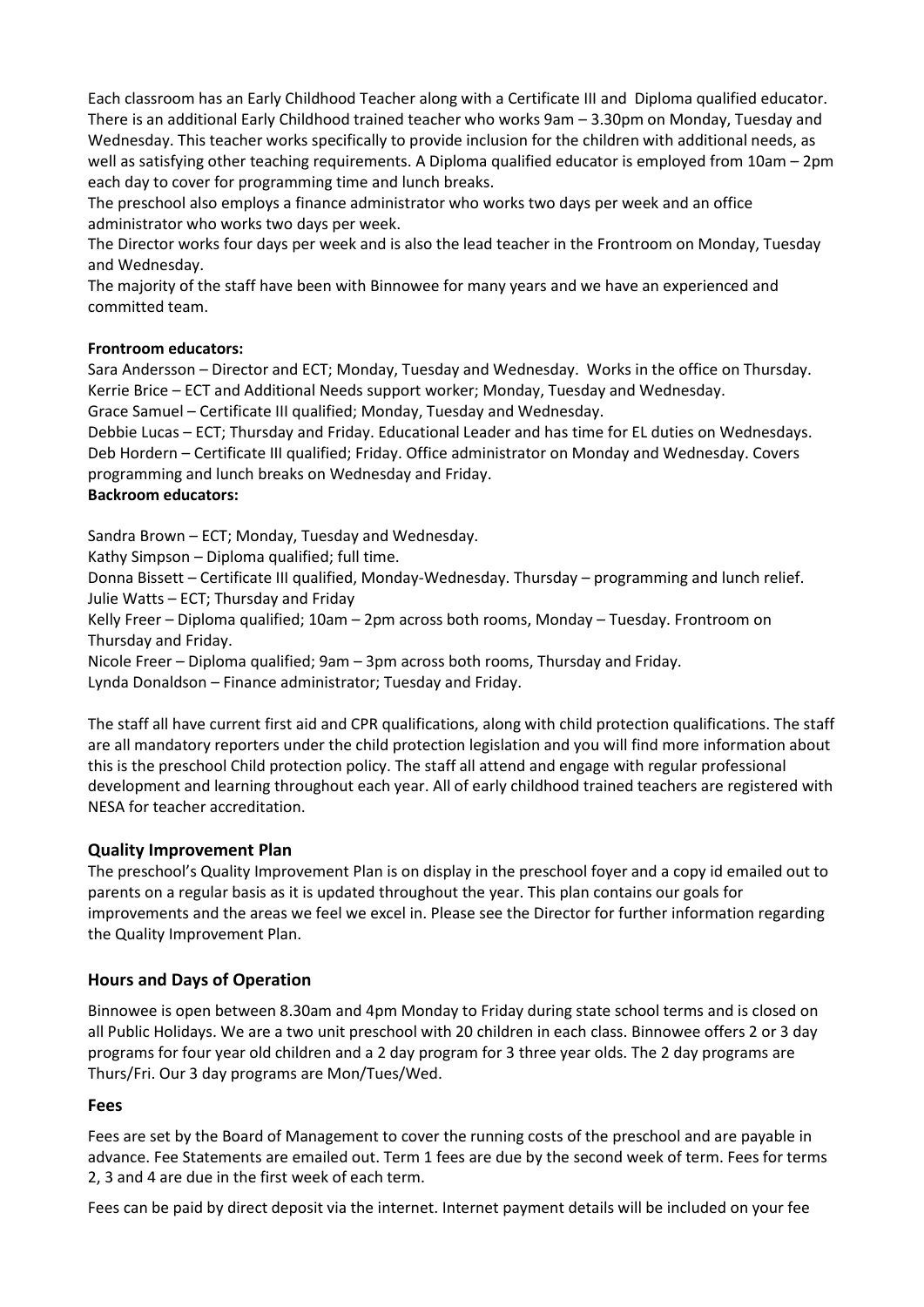Each classroom has an Early Childhood Teacher along with a Certificate III and Diploma qualified educator. There is an additional Early Childhood trained teacher who works 9am – 3.30pm on Monday, Tuesday and Wednesday. This teacher works specifically to provide inclusion for the children with additional needs, as well as satisfying other teaching requirements. A Diploma qualified educator is employed from 10am – 2pm each day to cover for programming time and lunch breaks.

The preschool also employs a finance administrator who works two days per week and an office administrator who works two days per week.

The Director works four days per week and is also the lead teacher in the Frontroom on Monday, Tuesday and Wednesday.

The majority of the staff have been with Binnowee for many years and we have an experienced and committed team.

**Frontroom educators:**

Sara Andersson – Director and ECT; Monday, Tuesday and Wednesday. Works in the office on Thursday.
Kerrie Brice – ECT and Additional Needs support worker; Monday, Tuesday and Wednesday.
Grace Samuel – Certificate III qualified; Monday, Tuesday and Wednesday.
Debbie Lucas – ECT; Thursday and Friday. Educational Leader and has time for EL duties on Wednesdays.
Deb Hordern – Certificate III qualified; Friday. Office administrator on Monday and Wednesday. Covers programming and lunch breaks on Wednesday and Friday.

**Backroom educators:**

Sandra Brown – ECT; Monday, Tuesday and Wednesday.
Kathy Simpson – Diploma qualified; full time.
Donna Bissett – Certificate III qualified, Monday-Wednesday. Thursday – programming and lunch relief.
Julie Watts – ECT; Thursday and Friday
Kelly Freer – Diploma qualified; 10am – 2pm across both rooms, Monday – Tuesday. Frontroom on Thursday and Friday.
Nicole Freer – Diploma qualified; 9am – 3pm across both rooms, Thursday and Friday.
Lynda Donaldson – Finance administrator; Tuesday and Friday.

The staff all have current first aid and CPR qualifications, along with child protection qualifications. The staff are all mandatory reporters under the child protection legislation and you will find more information about this is the preschool Child protection policy. The staff all attend and engage with regular professional development and learning throughout each year. All of early childhood trained teachers are registered with NESA for teacher accreditation.

## Quality Improvement Plan

The preschool's Quality Improvement Plan is on display in the preschool foyer and a copy id emailed out to parents on a regular basis as it is updated throughout the year. This plan contains our goals for improvements and the areas we feel we excel in. Please see the Director for further information regarding the Quality Improvement Plan.

## Hours and Days of Operation

Binnowee is open between 8.30am and 4pm Monday to Friday during state school terms and is closed on all Public Holidays. We are a two unit preschool with 20 children in each class. Binnowee offers 2 or 3 day programs for four year old children and a 2 day program for 3 three year olds. The 2 day programs are Thurs/Fri. Our 3 day programs are Mon/Tues/Wed.

## Fees

Fees are set by the Board of Management to cover the running costs of the preschool and are payable in advance. Fee Statements are emailed out. Term 1 fees are due by the second week of term. Fees for terms 2, 3 and 4 are due in the first week of each term.

Fees can be paid by direct deposit via the internet. Internet payment details will be included on your fee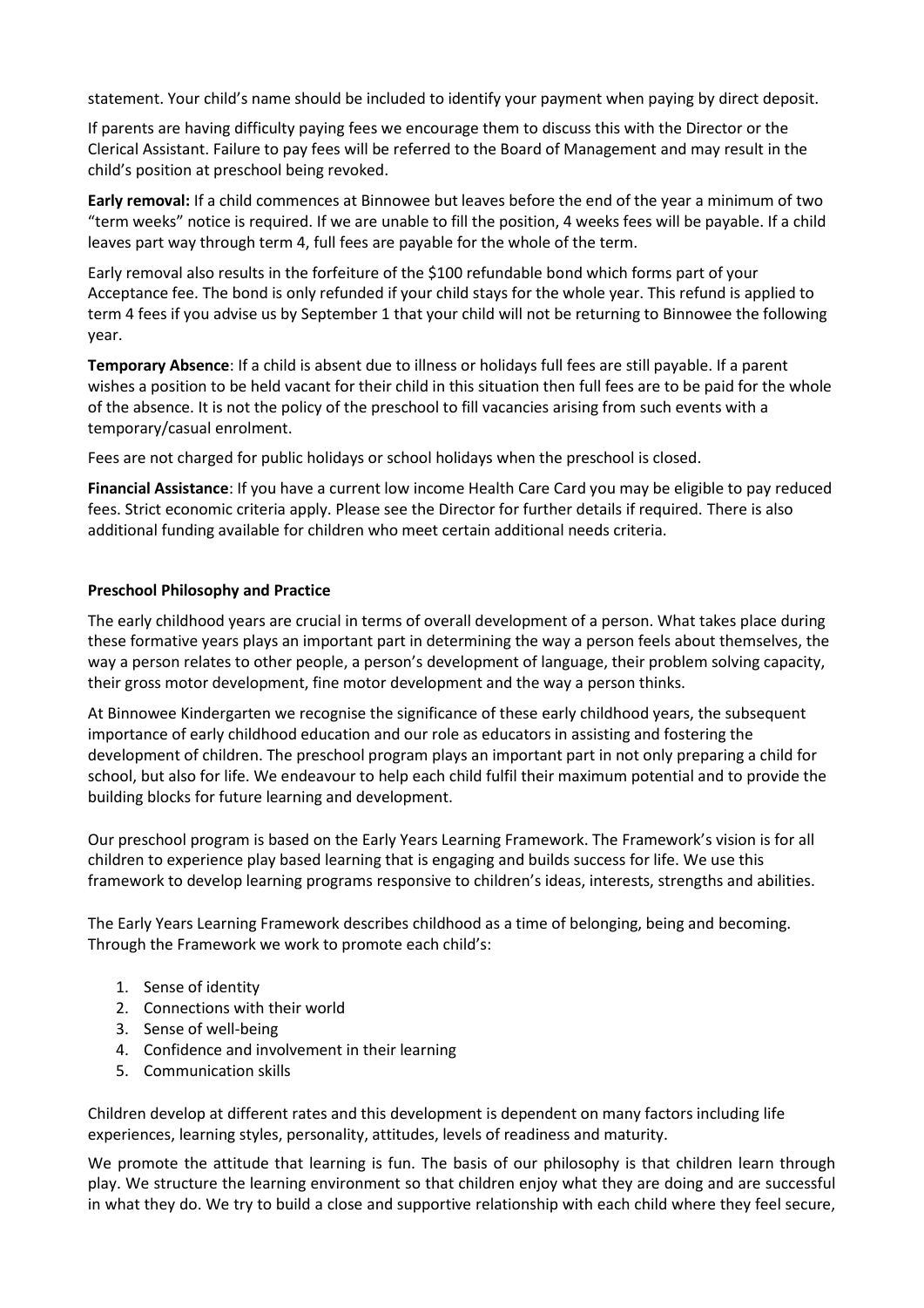statement. Your child's name should be included to identify your payment when paying by direct deposit.

If parents are having difficulty paying fees we encourage them to discuss this with the Director or the Clerical Assistant. Failure to pay fees will be referred to the Board of Management and may result in the child's position at preschool being revoked.

**Early removal:** If a child commences at Binnowee but leaves before the end of the year a minimum of two "term weeks" notice is required. If we are unable to fill the position, 4 weeks fees will be payable. If a child leaves part way through term 4, full fees are payable for the whole of the term.

Early removal also results in the forfeiture of the $100 refundable bond which forms part of your Acceptance fee. The bond is only refunded if your child stays for the whole year. This refund is applied to term 4 fees if you advise us by September 1 that your child will not be returning to Binnowee the following year.

**Temporary Absence**: If a child is absent due to illness or holidays full fees are still payable. If a parent wishes a position to be held vacant for their child in this situation then full fees are to be paid for the whole of the absence. It is not the policy of the preschool to fill vacancies arising from such events with a temporary/casual enrolment.

Fees are not charged for public holidays or school holidays when the preschool is closed.

**Financial Assistance**: If you have a current low income Health Care Card you may be eligible to pay reduced fees. Strict economic criteria apply. Please see the Director for further details if required. There is also additional funding available for children who meet certain additional needs criteria.

**Preschool Philosophy and Practice**

The early childhood years are crucial in terms of overall development of a person. What takes place during these formative years plays an important part in determining the way a person feels about themselves, the way a person relates to other people, a person's development of language, their problem solving capacity, their gross motor development, fine motor development and the way a person thinks.

At Binnowee Kindergarten we recognise the significance of these early childhood years, the subsequent importance of early childhood education and our role as educators in assisting and fostering the development of children. The preschool program plays an important part in not only preparing a child for school, but also for life. We endeavour to help each child fulfil their maximum potential and to provide the building blocks for future learning and development.

Our preschool program is based on the Early Years Learning Framework. The Framework's vision is for all children to experience play based learning that is engaging and builds success for life. We use this framework to develop learning programs responsive to children's ideas, interests, strengths and abilities.

The Early Years Learning Framework describes childhood as a time of belonging, being and becoming. Through the Framework we work to promote each child's:

1. Sense of identity
2. Connections with their world
3. Sense of well-being
4. Confidence and involvement in their learning
5. Communication skills

Children develop at different rates and this development is dependent on many factors including life experiences, learning styles, personality, attitudes, levels of readiness and maturity.

We promote the attitude that learning is fun. The basis of our philosophy is that children learn through play. We structure the learning environment so that children enjoy what they are doing and are successful in what they do. We try to build a close and supportive relationship with each child where they feel secure,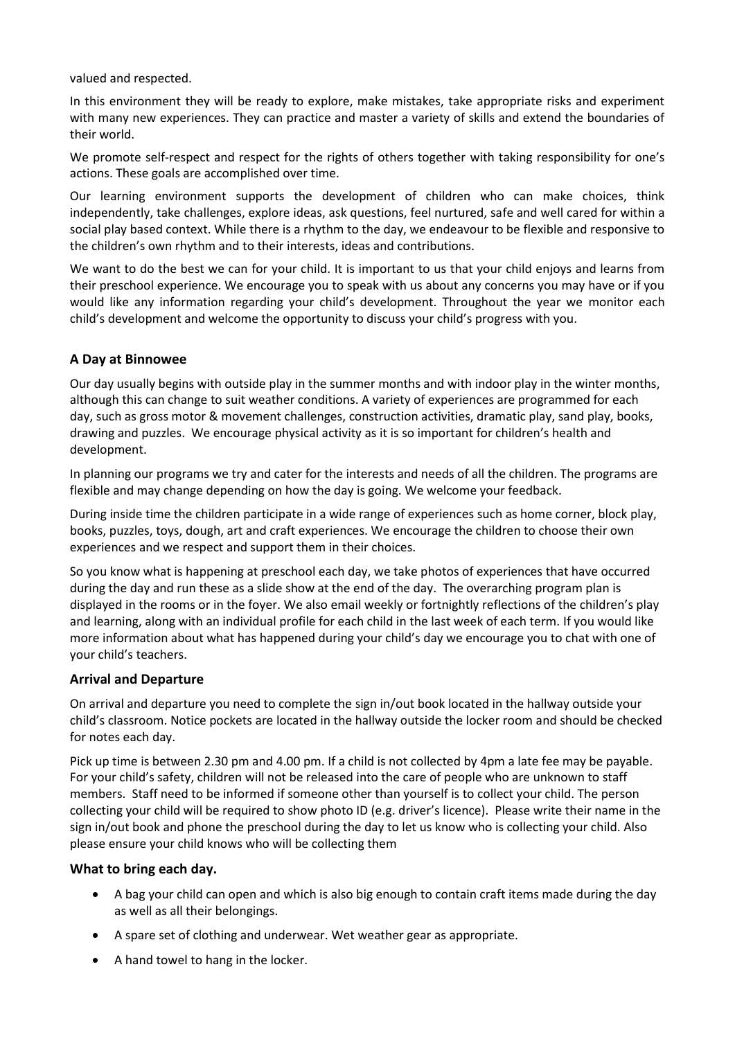valued and respected.

In this environment they will be ready to explore, make mistakes, take appropriate risks and experiment with many new experiences. They can practice and master a variety of skills and extend the boundaries of their world.

We promote self-respect and respect for the rights of others together with taking responsibility for one's actions. These goals are accomplished over time.

Our learning environment supports the development of children who can make choices, think independently, take challenges, explore ideas, ask questions, feel nurtured, safe and well cared for within a social play based context. While there is a rhythm to the day, we endeavour to be flexible and responsive to the children's own rhythm and to their interests, ideas and contributions.

We want to do the best we can for your child. It is important to us that your child enjoys and learns from their preschool experience. We encourage you to speak with us about any concerns you may have or if you would like any information regarding your child's development. Throughout the year we monitor each child's development and welcome the opportunity to discuss your child's progress with you.

## A Day at Binnowee

Our day usually begins with outside play in the summer months and with indoor play in the winter months, although this can change to suit weather conditions. A variety of experiences are programmed for each day, such as gross motor & movement challenges, construction activities, dramatic play, sand play, books, drawing and puzzles. We encourage physical activity as it is so important for children's health and development.

In planning our programs we try and cater for the interests and needs of all the children. The programs are flexible and may change depending on how the day is going. We welcome your feedback.

During inside time the children participate in a wide range of experiences such as home corner, block play, books, puzzles, toys, dough, art and craft experiences. We encourage the children to choose their own experiences and we respect and support them in their choices.

So you know what is happening at preschool each day, we take photos of experiences that have occurred during the day and run these as a slide show at the end of the day. The overarching program plan is displayed in the rooms or in the foyer. We also email weekly or fortnightly reflections of the children's play and learning, along with an individual profile for each child in the last week of each term. If you would like more information about what has happened during your child's day we encourage you to chat with one of your child's teachers.

## Arrival and Departure

On arrival and departure you need to complete the sign in/out book located in the hallway outside your child's classroom. Notice pockets are located in the hallway outside the locker room and should be checked for notes each day.

Pick up time is between 2.30 pm and 4.00 pm. If a child is not collected by 4pm a late fee may be payable. For your child's safety, children will not be released into the care of people who are unknown to staff members. Staff need to be informed if someone other than yourself is to collect your child. The person collecting your child will be required to show photo ID (e.g. driver's licence). Please write their name in the sign in/out book and phone the preschool during the day to let us know who is collecting your child. Also please ensure your child knows who will be collecting them

## What to bring each day.

- A bag your child can open and which is also big enough to contain craft items made during the day as well as all their belongings.
- A spare set of clothing and underwear. Wet weather gear as appropriate.
- A hand towel to hang in the locker.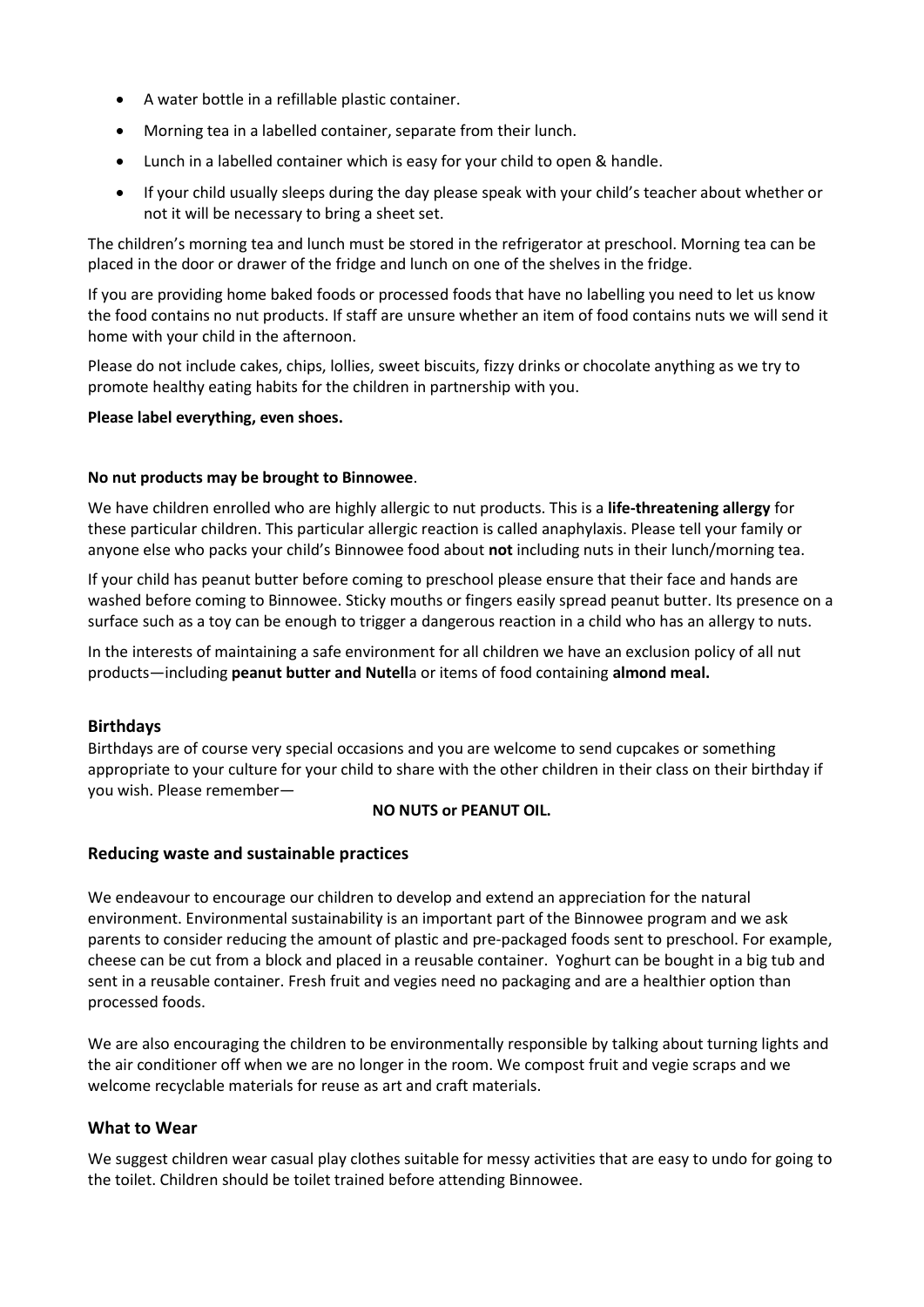- A water bottle in a refillable plastic container.
- Morning tea in a labelled container, separate from their lunch.
- Lunch in a labelled container which is easy for your child to open & handle.
- If your child usually sleeps during the day please speak with your child's teacher about whether or not it will be necessary to bring a sheet set.

The children's morning tea and lunch must be stored in the refrigerator at preschool. Morning tea can be placed in the door or drawer of the fridge and lunch on one of the shelves in the fridge.

If you are providing home baked foods or processed foods that have no labelling you need to let us know the food contains no nut products. If staff are unsure whether an item of food contains nuts we will send it home with your child in the afternoon.

Please do not include cakes, chips, lollies, sweet biscuits, fizzy drinks or chocolate anything as we try to promote healthy eating habits for the children in partnership with you.

**Please label everything, even shoes.**

**No nut products may be brought to Binnowee**.

We have children enrolled who are highly allergic to nut products. This is a **life-threatening allergy** for these particular children. This particular allergic reaction is called anaphylaxis. Please tell your family or anyone else who packs your child's Binnowee food about **not** including nuts in their lunch/morning tea.

If your child has peanut butter before coming to preschool please ensure that their face and hands are washed before coming to Binnowee. Sticky mouths or fingers easily spread peanut butter. Its presence on a surface such as a toy can be enough to trigger a dangerous reaction in a child who has an allergy to nuts.

In the interests of maintaining a safe environment for all children we have an exclusion policy of all nut products—including **peanut butter and Nutell**a or items of food containing **almond meal.**

## Birthdays

Birthdays are of course very special occasions and you are welcome to send cupcakes or something appropriate to your culture for your child to share with the other children in their class on their birthday if you wish. Please remember—

**NO NUTS or PEANUT OIL.**

## Reducing waste and sustainable practices

We endeavour to encourage our children to develop and extend an appreciation for the natural environment. Environmental sustainability is an important part of the Binnowee program and we ask parents to consider reducing the amount of plastic and pre-packaged foods sent to preschool. For example, cheese can be cut from a block and placed in a reusable container. Yoghurt can be bought in a big tub and sent in a reusable container. Fresh fruit and vegies need no packaging and are a healthier option than processed foods.

We are also encouraging the children to be environmentally responsible by talking about turning lights and the air conditioner off when we are no longer in the room. We compost fruit and vegie scraps and we welcome recyclable materials for reuse as art and craft materials.

## What to Wear

We suggest children wear casual play clothes suitable for messy activities that are easy to undo for going to the toilet. Children should be toilet trained before attending Binnowee.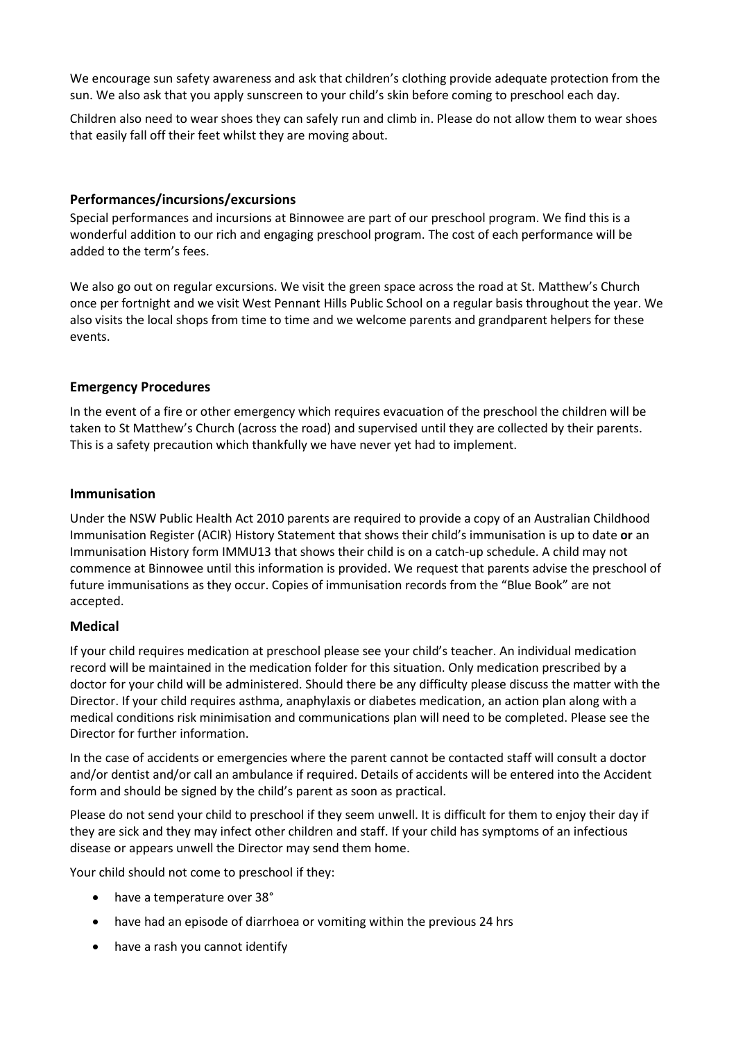We encourage sun safety awareness and ask that children's clothing provide adequate protection from the sun. We also ask that you apply sunscreen to your child's skin before coming to preschool each day.

Children also need to wear shoes they can safely run and climb in. Please do not allow them to wear shoes that easily fall off their feet whilst they are moving about.

### Performances/incursions/excursions

Special performances and incursions at Binnowee are part of our preschool program. We find this is a wonderful addition to our rich and engaging preschool program. The cost of each performance will be added to the term's fees.

We also go out on regular excursions. We visit the green space across the road at St. Matthew's Church once per fortnight and we visit West Pennant Hills Public School on a regular basis throughout the year. We also visits the local shops from time to time and we welcome parents and grandparent helpers for these events.

### Emergency Procedures

In the event of a fire or other emergency which requires evacuation of the preschool the children will be taken to St Matthew's Church (across the road) and supervised until they are collected by their parents. This is a safety precaution which thankfully we have never yet had to implement.

### Immunisation

Under the NSW Public Health Act 2010 parents are required to provide a copy of an Australian Childhood Immunisation Register (ACIR) History Statement that shows their child's immunisation is up to date **or** an Immunisation History form IMMU13 that shows their child is on a catch-up schedule. A child may not commence at Binnowee until this information is provided. We request that parents advise the preschool of future immunisations as they occur. Copies of immunisation records from the "Blue Book" are not accepted.

### Medical

If your child requires medication at preschool please see your child's teacher. An individual medication record will be maintained in the medication folder for this situation. Only medication prescribed by a doctor for your child will be administered. Should there be any difficulty please discuss the matter with the Director. If your child requires asthma, anaphylaxis or diabetes medication, an action plan along with a medical conditions risk minimisation and communications plan will need to be completed. Please see the Director for further information.

In the case of accidents or emergencies where the parent cannot be contacted staff will consult a doctor and/or dentist and/or call an ambulance if required. Details of accidents will be entered into the Accident form and should be signed by the child's parent as soon as practical.

Please do not send your child to preschool if they seem unwell. It is difficult for them to enjoy their day if they are sick and they may infect other children and staff. If your child has symptoms of an infectious disease or appears unwell the Director may send them home.

Your child should not come to preschool if they:

- have a temperature over 38°
- have had an episode of diarrhoea or vomiting within the previous 24 hrs
- have a rash you cannot identify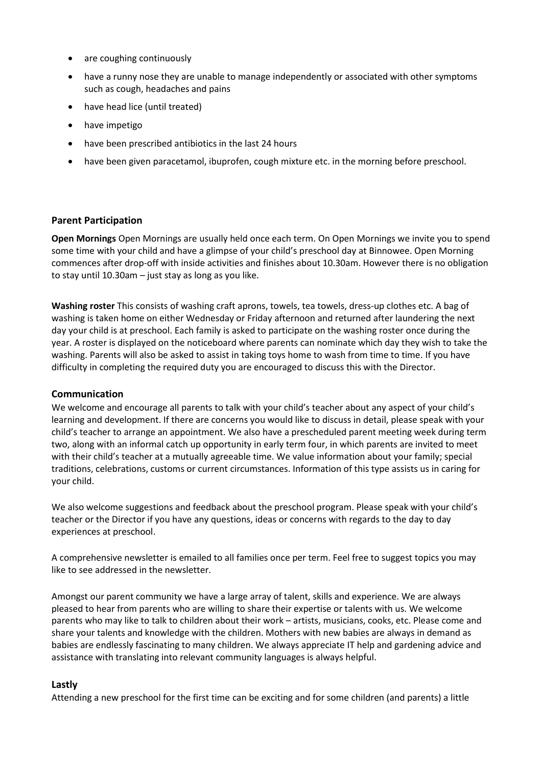- are coughing continuously
- have a runny nose they are unable to manage independently or associated with other symptoms such as cough, headaches and pains
- have head lice (until treated)
- have impetigo
- have been prescribed antibiotics in the last 24 hours
- have been given paracetamol, ibuprofen, cough mixture etc. in the morning before preschool.

### Parent Participation

**Open Mornings** Open Mornings are usually held once each term. On Open Mornings we invite you to spend some time with your child and have a glimpse of your child's preschool day at Binnowee. Open Morning commences after drop-off with inside activities and finishes about 10.30am. However there is no obligation to stay until 10.30am – just stay as long as you like.

**Washing roster** This consists of washing craft aprons, towels, tea towels, dress-up clothes etc. A bag of washing is taken home on either Wednesday or Friday afternoon and returned after laundering the next day your child is at preschool. Each family is asked to participate on the washing roster once during the year. A roster is displayed on the noticeboard where parents can nominate which day they wish to take the washing. Parents will also be asked to assist in taking toys home to wash from time to time. If you have difficulty in completing the required duty you are encouraged to discuss this with the Director.

### Communication

We welcome and encourage all parents to talk with your child's teacher about any aspect of your child's learning and development. If there are concerns you would like to discuss in detail, please speak with your child's teacher to arrange an appointment. We also have a prescheduled parent meeting week during term two, along with an informal catch up opportunity in early term four, in which parents are invited to meet with their child's teacher at a mutually agreeable time. We value information about your family; special traditions, celebrations, customs or current circumstances. Information of this type assists us in caring for your child.

We also welcome suggestions and feedback about the preschool program. Please speak with your child's teacher or the Director if you have any questions, ideas or concerns with regards to the day to day experiences at preschool.

A comprehensive newsletter is emailed to all families once per term. Feel free to suggest topics you may like to see addressed in the newsletter.

Amongst our parent community we have a large array of talent, skills and experience. We are always pleased to hear from parents who are willing to share their expertise or talents with us. We welcome parents who may like to talk to children about their work – artists, musicians, cooks, etc. Please come and share your talents and knowledge with the children. Mothers with new babies are always in demand as babies are endlessly fascinating to many children. We always appreciate IT help and gardening advice and assistance with translating into relevant community languages is always helpful.

### Lastly

Attending a new preschool for the first time can be exciting and for some children (and parents) a little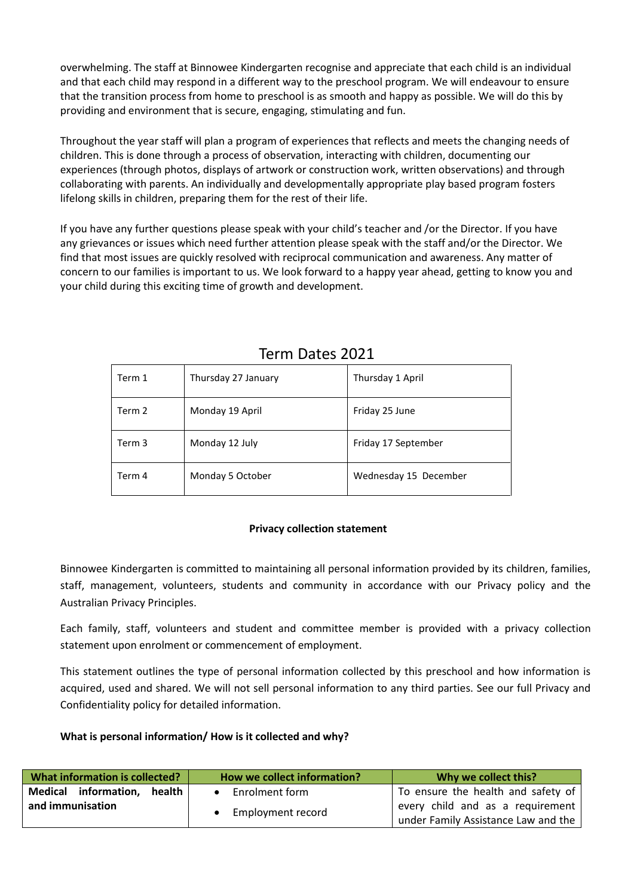overwhelming. The staff at Binnowee Kindergarten recognise and appreciate that each child is an individual and that each child may respond in a different way to the preschool program. We will endeavour to ensure that the transition process from home to preschool is as smooth and happy as possible. We will do this by providing and environment that is secure, engaging, stimulating and fun.

Throughout the year staff will plan a program of experiences that reflects and meets the changing needs of children. This is done through a process of observation, interacting with children, documenting our experiences (through photos, displays of artwork or construction work, written observations) and through collaborating with parents. An individually and developmentally appropriate play based program fosters lifelong skills in children, preparing them for the rest of their life.

If you have any further questions please speak with your child's teacher and /or the Director. If you have any grievances or issues which need further attention please speak with the staff and/or the Director. We find that most issues are quickly resolved with reciprocal communication and awareness. Any matter of concern to our families is important to us. We look forward to a happy year ahead, getting to know you and your child during this exciting time of growth and development.

## Term Dates 2021

| | | |
|---|---|---|
| Term 1 | Thursday 27 January | Thursday 1 April |
| Term 2 | Monday 19 April | Friday 25 June |
| Term 3 | Monday 12 July | Friday 17 September |
| Term 4 | Monday 5 October | Wednesday 15 December |

**Privacy collection statement**

Binnowee Kindergarten is committed to maintaining all personal information provided by its children, families, staff, management, volunteers, students and community in accordance with our Privacy policy and the Australian Privacy Principles.

Each family, staff, volunteers and student and committee member is provided with a privacy collection statement upon enrolment or commencement of employment.

This statement outlines the type of personal information collected by this preschool and how information is acquired, used and shared. We will not sell personal information to any third parties. See our full Privacy and Confidentiality policy for detailed information.

**What is personal information/ How is it collected and why?**

| What information is collected? | How we collect information? | Why we collect this? |
|---|---|---|
| **Medical information, health and immunisation** | • Enrolment form<br>• Employment record | To ensure the health and safety of every child and as a requirement under Family Assistance Law and the |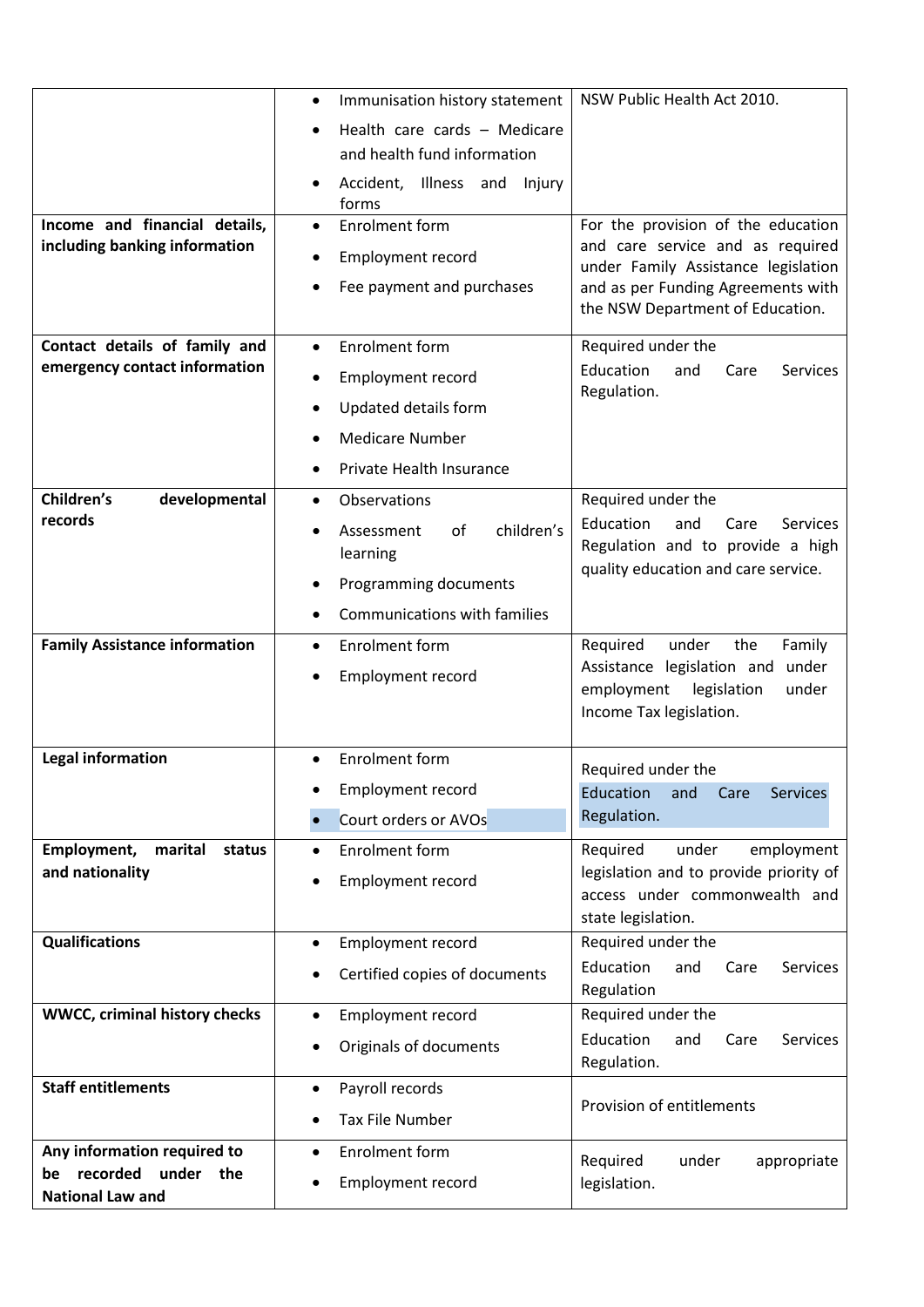| | | |
|---|---|---|
| | • Immunisation history statement<br>• Health care cards – Medicare and health fund information<br>• Accident, Illness and Injury forms | NSW Public Health Act 2010. |
| **Income and financial details, including banking information** | • Enrolment form<br>• Employment record<br>• Fee payment and purchases | For the provision of the education and care service and as required under Family Assistance legislation and as per Funding Agreements with the NSW Department of Education. |
| **Contact details of family and emergency contact information** | • Enrolment form<br>• Employment record<br>• Updated details form<br>• Medicare Number<br>• Private Health Insurance | Required under the Education and Care Services Regulation. |
| **Children's developmental records** | • Observations<br>• Assessment of children's learning<br>• Programming documents<br>• Communications with families | Required under the Education and Care Services Regulation and to provide a high quality education and care service. |
| **Family Assistance information** | • Enrolment form<br>• Employment record | Required under the Family Assistance legislation and under employment legislation under Income Tax legislation. |
| **Legal information** | • Enrolment form<br>• Employment record<br>• Court orders or AVOs | Required under the Education and Care Services Regulation. |
| **Employment, marital status and nationality** | • Enrolment form<br>• Employment record | Required under employment legislation and to provide priority of access under commonwealth and state legislation. |
| **Qualifications** | • Employment record<br>• Certified copies of documents | Required under the Education and Care Services Regulation |
| **WWCC, criminal history checks** | • Employment record<br>• Originals of documents | Required under the Education and Care Services Regulation. |
| **Staff entitlements** | • Payroll records<br>• Tax File Number | Provision of entitlements |
| **Any information required to be recorded under the National Law and** | • Enrolment form<br>• Employment record | Required under appropriate legislation. |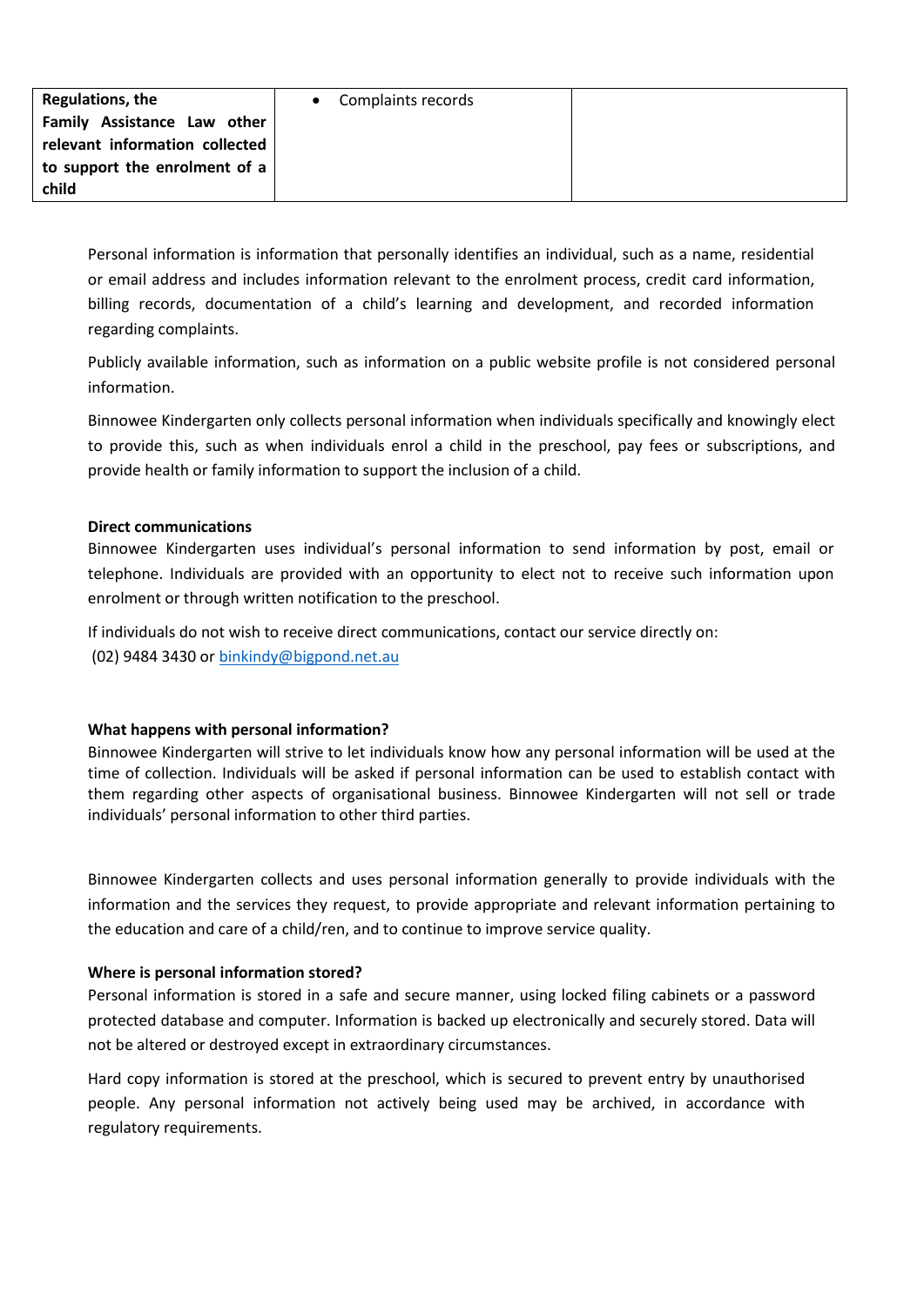| Regulations, the Family Assistance Law other relevant information collected to support the enrolment of a child | • Complaints records | |
|---|---|---|

Personal information is information that personally identifies an individual, such as a name, residential or email address and includes information relevant to the enrolment process, credit card information, billing records, documentation of a child's learning and development, and recorded information regarding complaints.

Publicly available information, such as information on a public website profile is not considered personal information.

Binnowee Kindergarten only collects personal information when individuals specifically and knowingly elect to provide this, such as when individuals enrol a child in the preschool, pay fees or subscriptions, and provide health or family information to support the inclusion of a child.

**Direct communications**

Binnowee Kindergarten uses individual's personal information to send information by post, email or telephone. Individuals are provided with an opportunity to elect not to receive such information upon enrolment or through written notification to the preschool.

If individuals do not wish to receive direct communications, contact our service directly on:
(02) 9484 3430 or binkindy@bigpond.net.au

**What happens with personal information?**

Binnowee Kindergarten will strive to let individuals know how any personal information will be used at the time of collection. Individuals will be asked if personal information can be used to establish contact with them regarding other aspects of organisational business. Binnowee Kindergarten will not sell or trade individuals' personal information to other third parties.

Binnowee Kindergarten collects and uses personal information generally to provide individuals with the information and the services they request, to provide appropriate and relevant information pertaining to the education and care of a child/ren, and to continue to improve service quality.

**Where is personal information stored?**

Personal information is stored in a safe and secure manner, using locked filing cabinets or a password protected database and computer. Information is backed up electronically and securely stored. Data will not be altered or destroyed except in extraordinary circumstances.

Hard copy information is stored at the preschool, which is secured to prevent entry by unauthorised people. Any personal information not actively being used may be archived, in accordance with regulatory requirements.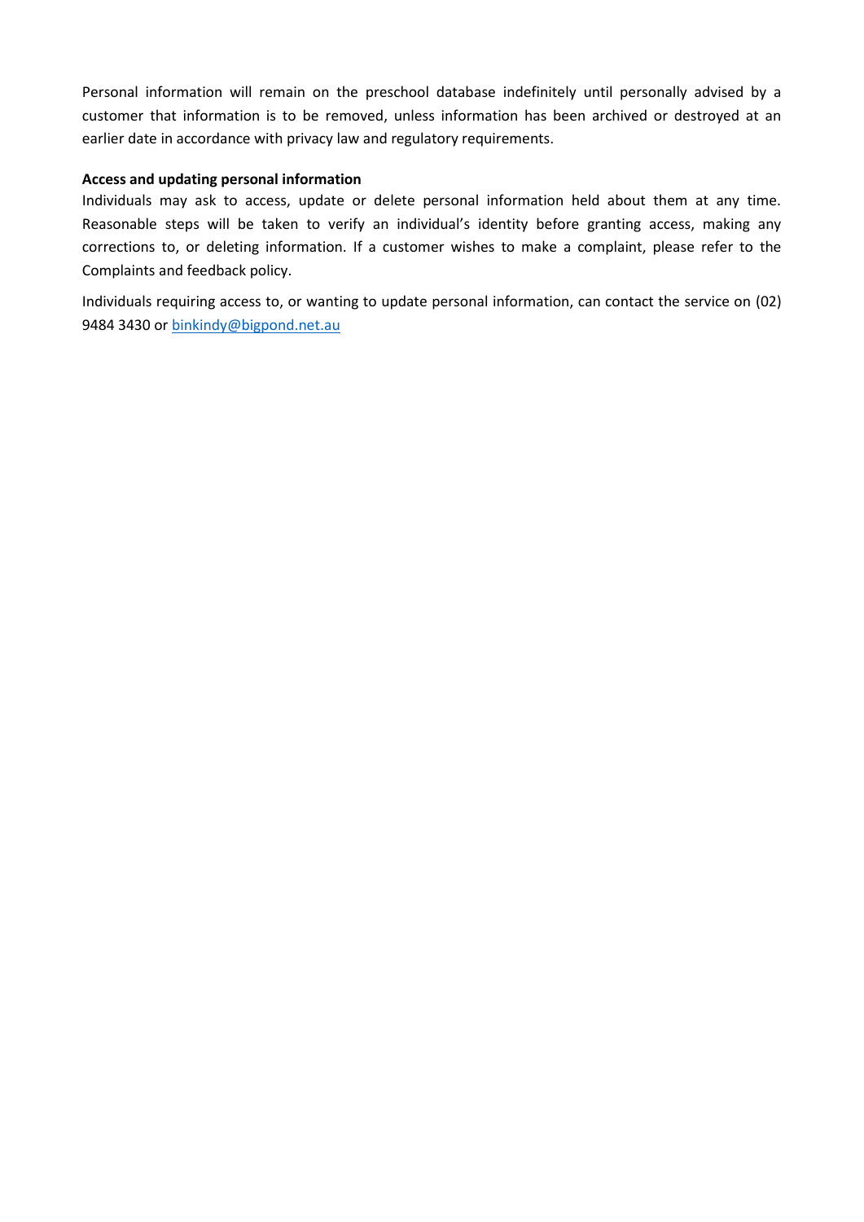Personal information will remain on the preschool database indefinitely until personally advised by a customer that information is to be removed, unless information has been archived or destroyed at an earlier date in accordance with privacy law and regulatory requirements.

**Access and updating personal information**

Individuals may ask to access, update or delete personal information held about them at any time. Reasonable steps will be taken to verify an individual's identity before granting access, making any corrections to, or deleting information. If a customer wishes to make a complaint, please refer to the Complaints and feedback policy.

Individuals requiring access to, or wanting to update personal information, can contact the service on (02) 9484 3430 or binkindy@bigpond.net.au